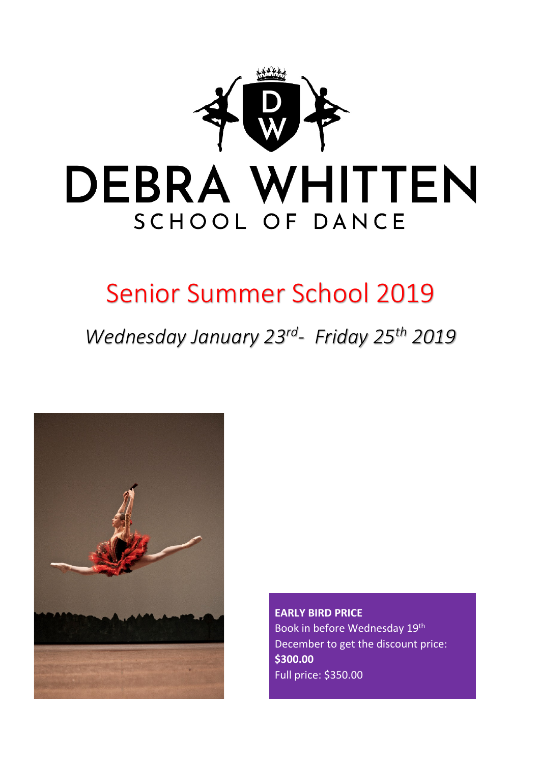# DEBRA WHITTEN

SCHOOL OF DANCE

# Senior Summer School 2019

*Wednesday January 23rd - Friday 25th 2019*

**EARLY BIRD PRICE**

Book in before Wednesday 19th December to get the discount price: **$300.00**

Full price: $350.00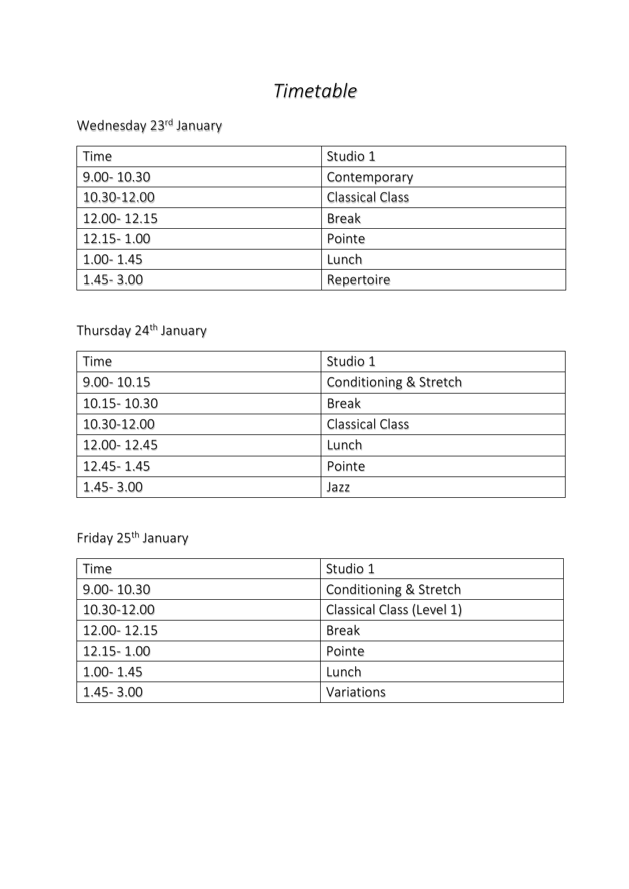# *Timetable*

Wednesday 23rd January

| Time | Studio 1 |
|---|---|
| 9.00- 10.30 | Contemporary |
| 10.30-12.00 | Classical Class |
| 12.00- 12.15 | Break |
| 12.15- 1.00 | Pointe |
| 1.00- 1.45 | Lunch |
| 1.45- 3.00 | Repertoire |

Thursday 24th January

| Time | Studio 1 |
|---|---|
| 9.00- 10.15 | Conditioning & Stretch |
| 10.15- 10.30 | Break |
| 10.30-12.00 | Classical Class |
| 12.00- 12.45 | Lunch |
| 12.45- 1.45 | Pointe |
| 1.45- 3.00 | Jazz |

Friday 25th January

| Time | Studio 1 |
|---|---|
| 9.00- 10.30 | Conditioning & Stretch |
| 10.30-12.00 | Classical Class (Level 1) |
| 12.00- 12.15 | Break |
| 12.15- 1.00 | Pointe |
| 1.00- 1.45 | Lunch |
| 1.45- 3.00 | Variations |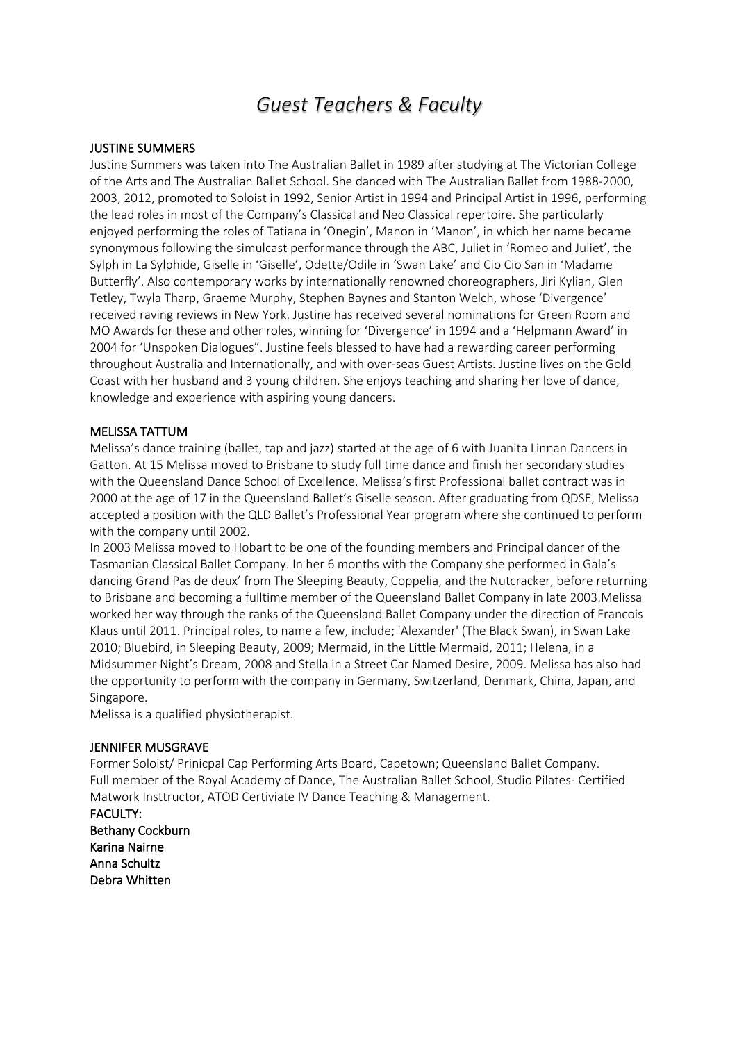# *Guest Teachers & Faculty*

**JUSTINE SUMMERS**

Justine Summers was taken into The Australian Ballet in 1989 after studying at The Victorian College of the Arts and The Australian Ballet School. She danced with The Australian Ballet from 1988-2000, 2003, 2012, promoted to Soloist in 1992, Senior Artist in 1994 and Principal Artist in 1996, performing the lead roles in most of the Company's Classical and Neo Classical repertoire. She particularly enjoyed performing the roles of Tatiana in 'Onegin', Manon in 'Manon', in which her name became synonymous following the simulcast performance through the ABC, Juliet in 'Romeo and Juliet', the Sylph in La Sylphide, Giselle in 'Giselle', Odette/Odile in 'Swan Lake' and Cio Cio San in 'Madame Butterfly'. Also contemporary works by internationally renowned choreographers, Jiri Kylian, Glen Tetley, Twyla Tharp, Graeme Murphy, Stephen Baynes and Stanton Welch, whose 'Divergence' received raving reviews in New York. Justine has received several nominations for Green Room and MO Awards for these and other roles, winning for 'Divergence' in 1994 and a 'Helpmann Award' in 2004 for 'Unspoken Dialogues". Justine feels blessed to have had a rewarding career performing throughout Australia and Internationally, and with over-seas Guest Artists. Justine lives on the Gold Coast with her husband and 3 young children. She enjoys teaching and sharing her love of dance, knowledge and experience with aspiring young dancers.

**MELISSA TATTUM**

Melissa's dance training (ballet, tap and jazz) started at the age of 6 with Juanita Linnan Dancers in Gatton. At 15 Melissa moved to Brisbane to study full time dance and finish her secondary studies with the Queensland Dance School of Excellence. Melissa's first Professional ballet contract was in 2000 at the age of 17 in the Queensland Ballet's Giselle season. After graduating from QDSE, Melissa accepted a position with the QLD Ballet's Professional Year program where she continued to perform with the company until 2002.

In 2003 Melissa moved to Hobart to be one of the founding members and Principal dancer of the Tasmanian Classical Ballet Company. In her 6 months with the Company she performed in Gala's dancing Grand Pas de deux' from The Sleeping Beauty, Coppelia, and the Nutcracker, before returning to Brisbane and becoming a fulltime member of the Queensland Ballet Company in late 2003.Melissa worked her way through the ranks of the Queensland Ballet Company under the direction of Francois Klaus until 2011. Principal roles, to name a few, include; 'Alexander' (The Black Swan), in Swan Lake 2010; Bluebird, in Sleeping Beauty, 2009; Mermaid, in the Little Mermaid, 2011; Helena, in a Midsummer Night's Dream, 2008 and Stella in a Street Car Named Desire, 2009. Melissa has also had the opportunity to perform with the company in Germany, Switzerland, Denmark, China, Japan, and Singapore.

Melissa is a qualified physiotherapist.

**JENNIFER MUSGRAVE**

Former Soloist/ Prinicpal Cap Performing Arts Board, Capetown; Queensland Ballet Company.
Full member of the Royal Academy of Dance, The Australian Ballet School, Studio Pilates- Certified Matwork Insttructor, ATOD Certiviate IV Dance Teaching & Management.

**FACULTY:**
**Bethany Cockburn**
**Karina Nairne**
**Anna Schultz**
**Debra Whitten**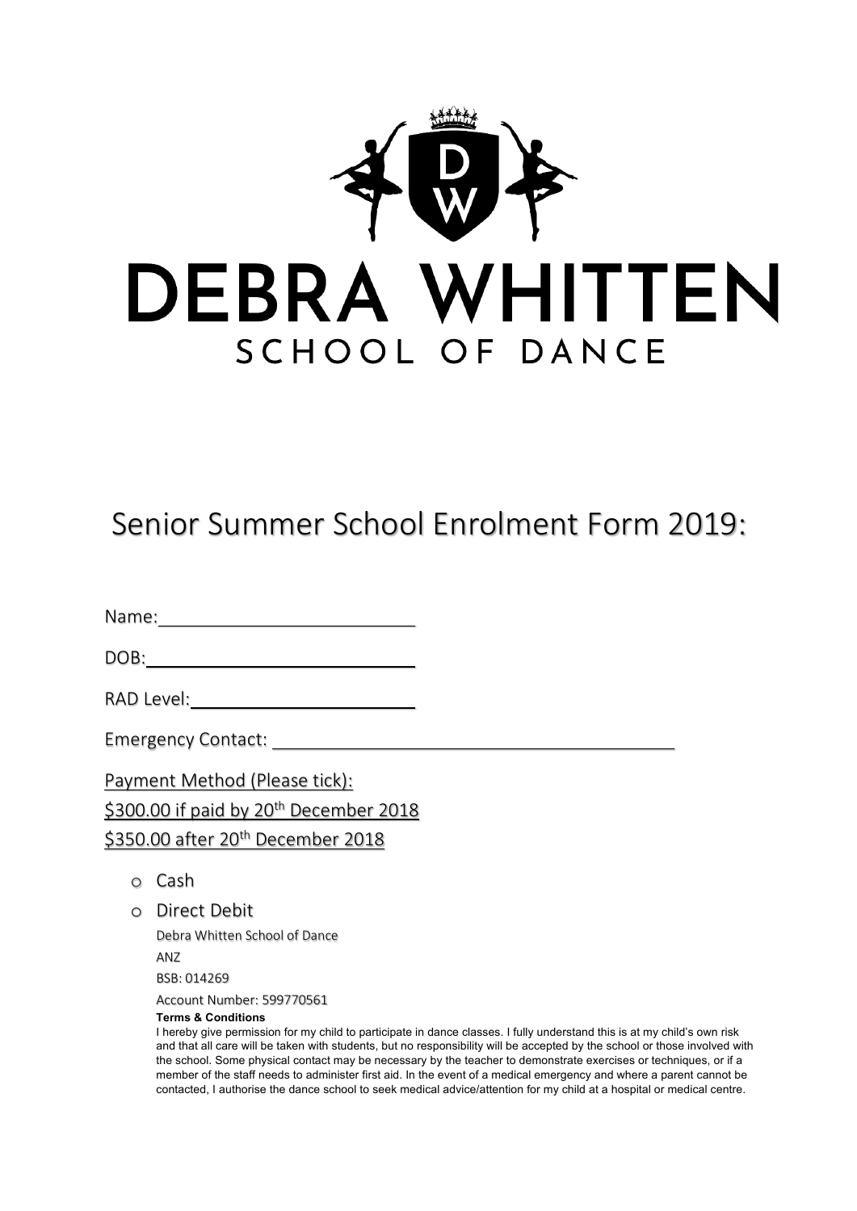# DEBRA WHITTEN

## SCHOOL OF DANCE

# Senior Summer School Enrolment Form 2019:

Name: ____________________________

DOB: ____________________________

RAD Level: ________________________

Emergency Contact: _____________________________________________

Payment Method (Please tick):

$300.00 if paid by 20th December 2018

$350.00 after 20th December 2018

- ○ Cash
- ○ Direct Debit

  Debra Whitten School of Dance

  ANZ

  BSB: 014269

  Account Number: 599770561

**Terms & Conditions**

I hereby give permission for my child to participate in dance classes. I fully understand this is at my child's own risk and that all care will be taken with students, but no responsibility will be accepted by the school or those involved with the school. Some physical contact may be necessary by the teacher to demonstrate exercises or techniques, or if a member of the staff needs to administer first aid. In the event of a medical emergency and where a parent cannot be contacted, I authorise the dance school to seek medical advice/attention for my child at a hospital or medical centre.